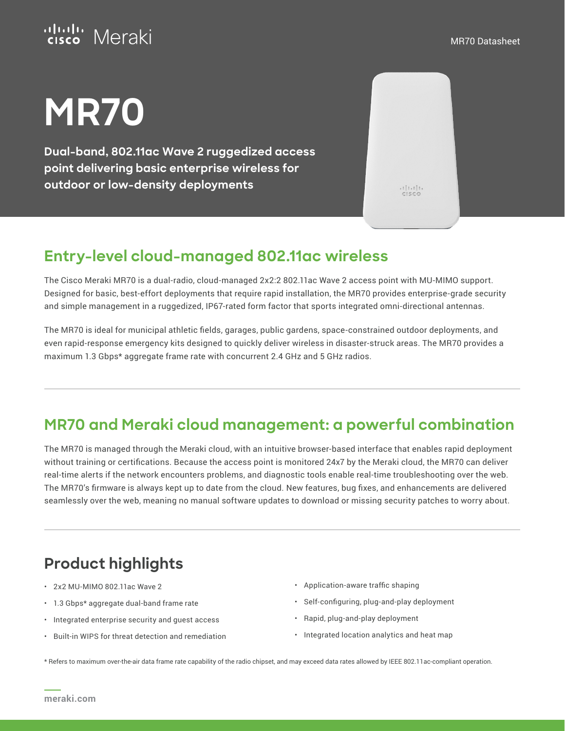# MR70

**Dual-band, 802.11ac Wave 2 ruggedized access point delivering basic enterprise wireless for outdoor or low-density deployments**

## Entry-level cloud-managed 802.11ac wireless

The Cisco Meraki MR70 is a dual-radio, cloud-managed 2x2:2 802.11ac Wave 2 access point with MU-MIMO support. Designed for basic, best-effort deployments that require rapid installation, the MR70 provides enterprise-grade security and simple management in a ruggedized, IP67-rated form factor that sports integrated omni-directional antennas.

The MR70 is ideal for municipal athletic fields, garages, public gardens, space-constrained outdoor deployments, and even rapid-response emergency kits designed to quickly deliver wireless in disaster-struck areas. The MR70 provides a maximum 1.3 Gbps* aggregate frame rate with concurrent 2.4 GHz and 5 GHz radios.

## MR70 and Meraki cloud management: a powerful combination

The MR70 is managed through the Meraki cloud, with an intuitive browser-based interface that enables rapid deployment without training or certifications. Because the access point is monitored 24x7 by the Meraki cloud, the MR70 can deliver real-time alerts if the network encounters problems, and diagnostic tools enable real-time troubleshooting over the web. The MR70's firmware is always kept up to date from the cloud. New features, bug fixes, and enhancements are delivered seamlessly over the web, meaning no manual software updates to download or missing security patches to worry about.

## Product highlights

- 2x2 MU-MIMO 802.11ac Wave 2
- 1.3 Gbps* aggregate dual-band frame rate
- Integrated enterprise security and guest access
- Built-in WIPS for threat detection and remediation
- Application-aware traffic shaping
- Self-configuring, plug-and-play deployment
- Rapid, plug-and-play deployment
- Integrated location analytics and heat map

* Refers to maximum over-the-air data frame rate capability of the radio chipset, and may exceed data rates allowed by IEEE 802.11ac-compliant operation.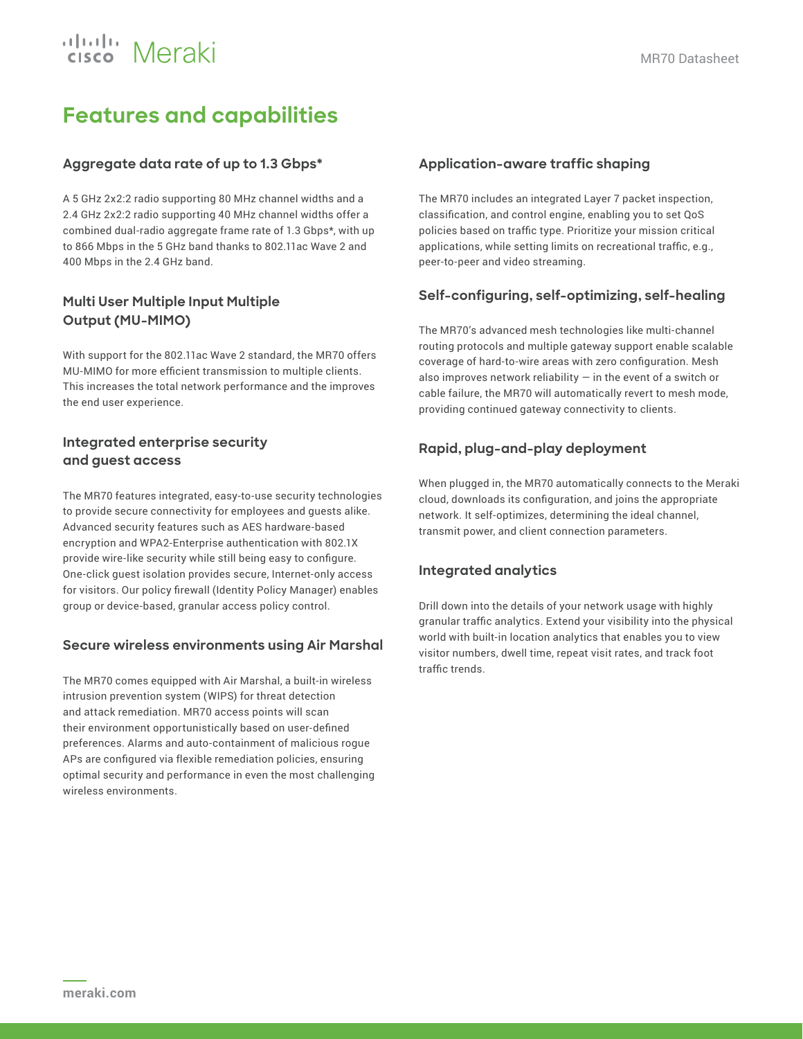# Features and capabilities

### Aggregate data rate of up to 1.3 Gbps*

A 5 GHz 2x2:2 radio supporting 80 MHz channel widths and a 2.4 GHz 2x2:2 radio supporting 40 MHz channel widths offer a combined dual-radio aggregate frame rate of 1.3 Gbps*, with up to 866 Mbps in the 5 GHz band thanks to 802.11ac Wave 2 and 400 Mbps in the 2.4 GHz band.

### Multi User Multiple Input Multiple Output (MU-MIMO)

With support for the 802.11ac Wave 2 standard, the MR70 offers MU-MIMO for more efficient transmission to multiple clients. This increases the total network performance and the improves the end user experience.

### Integrated enterprise security and guest access

The MR70 features integrated, easy-to-use security technologies to provide secure connectivity for employees and guests alike. Advanced security features such as AES hardware-based encryption and WPA2-Enterprise authentication with 802.1X provide wire-like security while still being easy to configure. One-click guest isolation provides secure, Internet-only access for visitors. Our policy firewall (Identity Policy Manager) enables group or device-based, granular access policy control.

### Secure wireless environments using Air Marshal

The MR70 comes equipped with Air Marshal, a built-in wireless intrusion prevention system (WIPS) for threat detection and attack remediation. MR70 access points will scan their environment opportunistically based on user-defined preferences. Alarms and auto-containment of malicious rogue APs are configured via flexible remediation policies, ensuring optimal security and performance in even the most challenging wireless environments.

### Application-aware traffic shaping

The MR70 includes an integrated Layer 7 packet inspection, classification, and control engine, enabling you to set QoS policies based on traffic type. Prioritize your mission critical applications, while setting limits on recreational traffic, e.g., peer-to-peer and video streaming.

### Self-configuring, self-optimizing, self-healing

The MR70's advanced mesh technologies like multi-channel routing protocols and multiple gateway support enable scalable coverage of hard-to-wire areas with zero configuration. Mesh also improves network reliability — in the event of a switch or cable failure, the MR70 will automatically revert to mesh mode, providing continued gateway connectivity to clients.

### Rapid, plug-and-play deployment

When plugged in, the MR70 automatically connects to the Meraki cloud, downloads its configuration, and joins the appropriate network. It self-optimizes, determining the ideal channel, transmit power, and client connection parameters.

### Integrated analytics

Drill down into the details of your network usage with highly granular traffic analytics. Extend your visibility into the physical world with built-in location analytics that enables you to view visitor numbers, dwell time, repeat visit rates, and track foot traffic trends.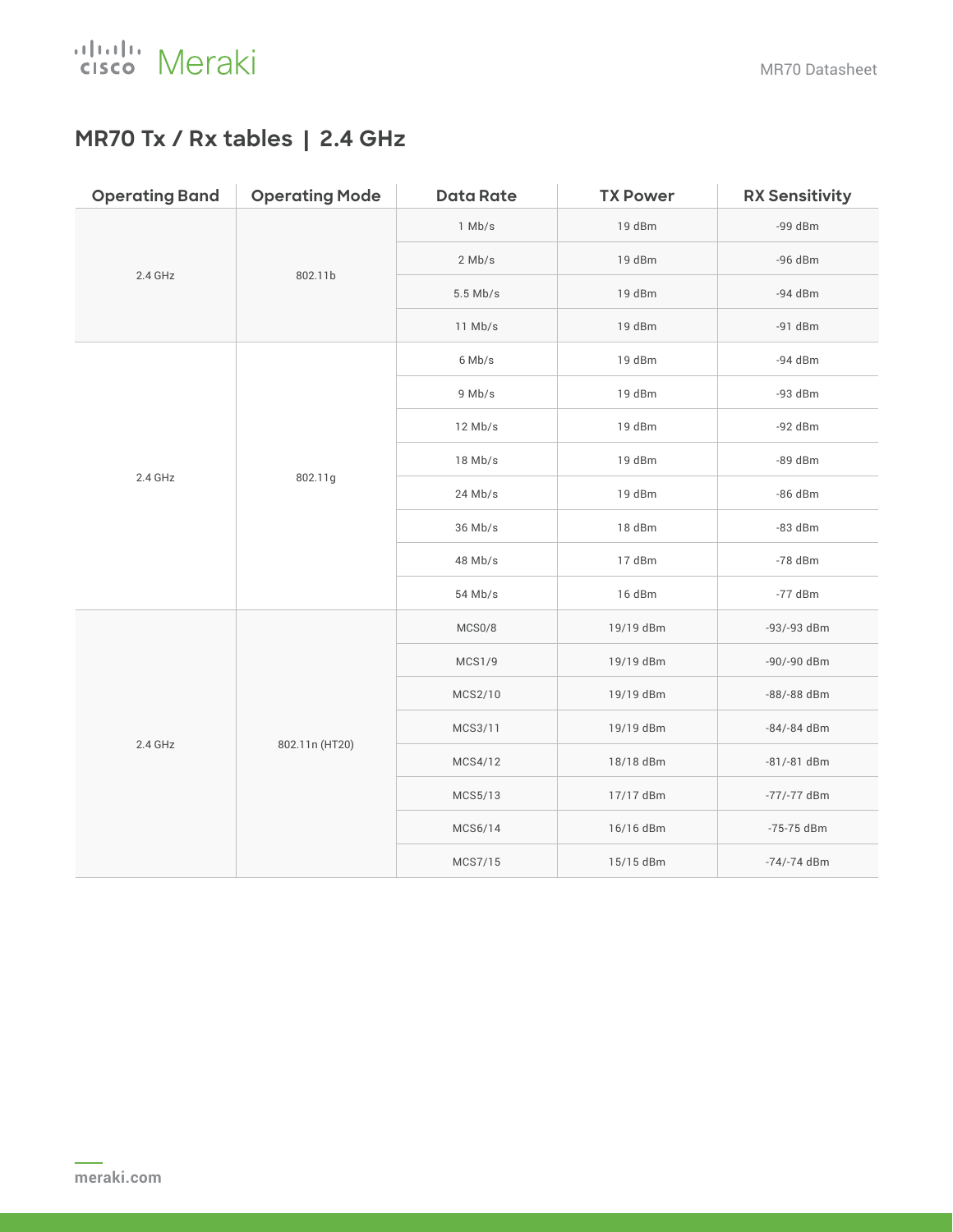## MR70 Tx / Rx tables | 2.4 GHz

| Operating Band | Operating Mode | Data Rate | TX Power | RX Sensitivity |
|---|---|---|---|---|
| 2.4 GHz | 802.11b | 1 Mb/s | 19 dBm | -99 dBm |
| | | 2 Mb/s | 19 dBm | -96 dBm |
| | | 5.5 Mb/s | 19 dBm | -94 dBm |
| | | 11 Mb/s | 19 dBm | -91 dBm |
| 2.4 GHz | 802.11g | 6 Mb/s | 19 dBm | -94 dBm |
| | | 9 Mb/s | 19 dBm | -93 dBm |
| | | 12 Mb/s | 19 dBm | -92 dBm |
| | | 18 Mb/s | 19 dBm | -89 dBm |
| | | 24 Mb/s | 19 dBm | -86 dBm |
| | | 36 Mb/s | 18 dBm | -83 dBm |
| | | 48 Mb/s | 17 dBm | -78 dBm |
| | | 54 Mb/s | 16 dBm | -77 dBm |
| 2.4 GHz | 802.11n (HT20) | MCS0/8 | 19/19 dBm | -93/-93 dBm |
| | | MCS1/9 | 19/19 dBm | -90/-90 dBm |
| | | MCS2/10 | 19/19 dBm | -88/-88 dBm |
| | | MCS3/11 | 19/19 dBm | -84/-84 dBm |
| | | MCS4/12 | 18/18 dBm | -81/-81 dBm |
| | | MCS5/13 | 17/17 dBm | -77/-77 dBm |
| | | MCS6/14 | 16/16 dBm | -75-75 dBm |
| | | MCS7/15 | 15/15 dBm | -74/-74 dBm |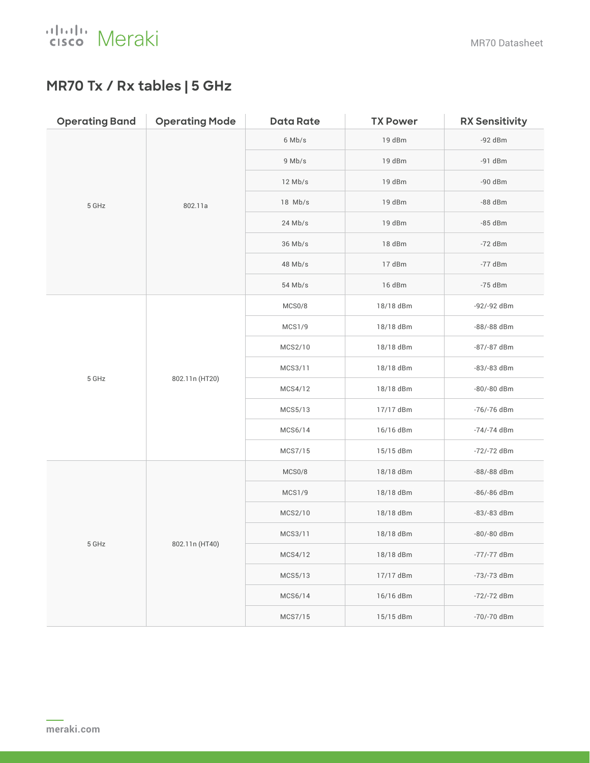## MR70 Tx / Rx tables | 5 GHz

| Operating Band | Operating Mode | Data Rate | TX Power | RX Sensitivity |
|---|---|---|---|---|
| 5 GHz | 802.11a | 6 Mb/s | 19 dBm | -92 dBm |
| | | 9 Mb/s | 19 dBm | -91 dBm |
| | | 12 Mb/s | 19 dBm | -90 dBm |
| | | 18 Mb/s | 19 dBm | -88 dBm |
| | | 24 Mb/s | 19 dBm | -85 dBm |
| | | 36 Mb/s | 18 dBm | -72 dBm |
| | | 48 Mb/s | 17 dBm | -77 dBm |
| | | 54 Mb/s | 16 dBm | -75 dBm |
| 5 GHz | 802.11n (HT20) | MCS0/8 | 18/18 dBm | -92/-92 dBm |
| | | MCS1/9 | 18/18 dBm | -88/-88 dBm |
| | | MCS2/10 | 18/18 dBm | -87/-87 dBm |
| | | MCS3/11 | 18/18 dBm | -83/-83 dBm |
| | | MCS4/12 | 18/18 dBm | -80/-80 dBm |
| | | MCS5/13 | 17/17 dBm | -76/-76 dBm |
| | | MCS6/14 | 16/16 dBm | -74/-74 dBm |
| | | MCS7/15 | 15/15 dBm | -72/-72 dBm |
| 5 GHz | 802.11n (HT40) | MCS0/8 | 18/18 dBm | -88/-88 dBm |
| | | MCS1/9 | 18/18 dBm | -86/-86 dBm |
| | | MCS2/10 | 18/18 dBm | -83/-83 dBm |
| | | MCS3/11 | 18/18 dBm | -80/-80 dBm |
| | | MCS4/12 | 18/18 dBm | -77/-77 dBm |
| | | MCS5/13 | 17/17 dBm | -73/-73 dBm |
| | | MCS6/14 | 16/16 dBm | -72/-72 dBm |
| | | MCS7/15 | 15/15 dBm | -70/-70 dBm |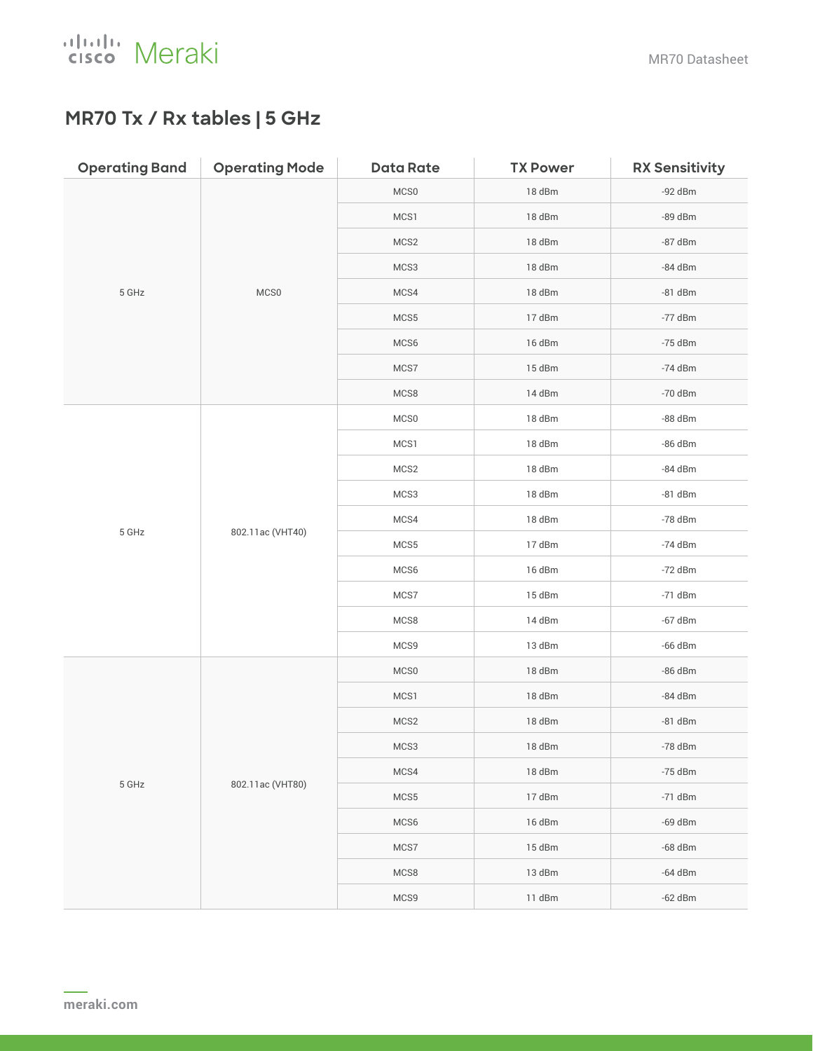## MR70 Tx / Rx tables | 5 GHz

| Operating Band | Operating Mode | Data Rate | TX Power | RX Sensitivity |
| --- | --- | --- | --- | --- |
| 5 GHz | MCS0 | MCS0 | 18 dBm | -92 dBm |
| | | MCS1 | 18 dBm | -89 dBm |
| | | MCS2 | 18 dBm | -87 dBm |
| | | MCS3 | 18 dBm | -84 dBm |
| | | MCS4 | 18 dBm | -81 dBm |
| | | MCS5 | 17 dBm | -77 dBm |
| | | MCS6 | 16 dBm | -75 dBm |
| | | MCS7 | 15 dBm | -74 dBm |
| | | MCS8 | 14 dBm | -70 dBm |
| 5 GHz | 802.11ac (VHT40) | MCS0 | 18 dBm | -88 dBm |
| | | MCS1 | 18 dBm | -86 dBm |
| | | MCS2 | 18 dBm | -84 dBm |
| | | MCS3 | 18 dBm | -81 dBm |
| | | MCS4 | 18 dBm | -78 dBm |
| | | MCS5 | 17 dBm | -74 dBm |
| | | MCS6 | 16 dBm | -72 dBm |
| | | MCS7 | 15 dBm | -71 dBm |
| | | MCS8 | 14 dBm | -67 dBm |
| | | MCS9 | 13 dBm | -66 dBm |
| 5 GHz | 802.11ac (VHT80) | MCS0 | 18 dBm | -86 dBm |
| | | MCS1 | 18 dBm | -84 dBm |
| | | MCS2 | 18 dBm | -81 dBm |
| | | MCS3 | 18 dBm | -78 dBm |
| | | MCS4 | 18 dBm | -75 dBm |
| | | MCS5 | 17 dBm | -71 dBm |
| | | MCS6 | 16 dBm | -69 dBm |
| | | MCS7 | 15 dBm | -68 dBm |
| | | MCS8 | 13 dBm | -64 dBm |
| | | MCS9 | 11 dBm | -62 dBm |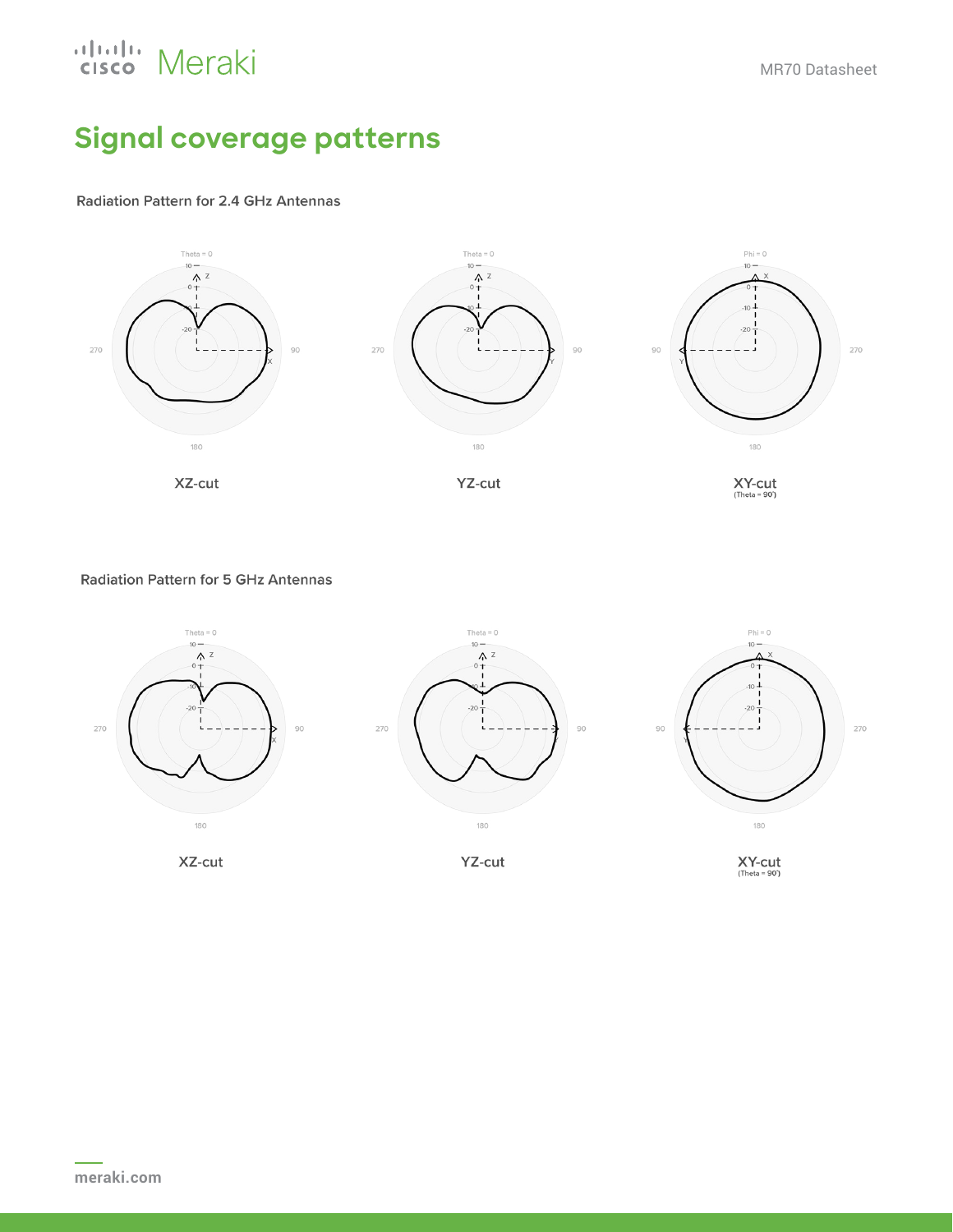## Signal coverage patterns

Radiation Pattern for 2.4 GHz Antennas

XZ-cut

YZ-cut

XY-cut
(Theta = 90˚)

Radiation Pattern for 5 GHz Antennas

XZ-cut

YZ-cut

XY-cut
(Theta = 90˚)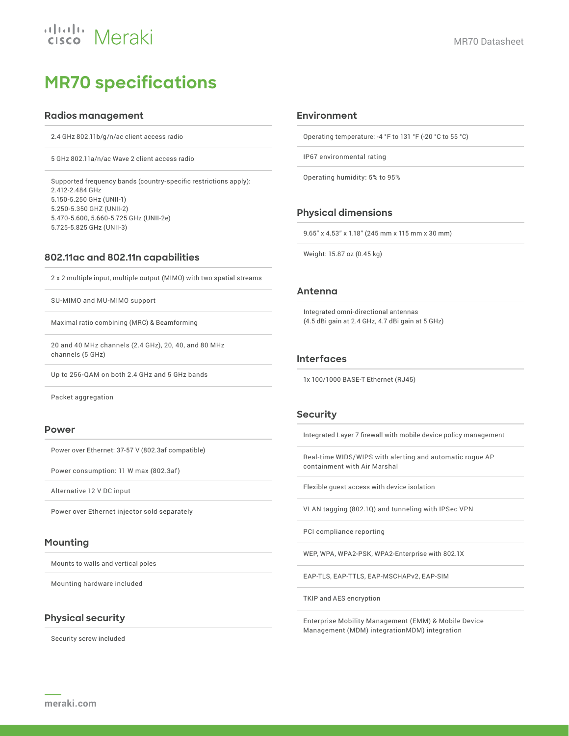# MR70 specifications

## Radios management

2.4 GHz 802.11b/g/n/ac client access radio

5 GHz 802.11a/n/ac Wave 2 client access radio

Supported frequency bands (country-specific restrictions apply):
2.412-2.484 GHz
5.150-5.250 GHz (UNII-1)
5.250-5.350 GHZ (UNII-2)
5.470-5.600, 5.660-5.725 GHz (UNII-2e)
5.725-5.825 GHz (UNII-3)

## 802.11ac and 802.11n capabilities

2 x 2 multiple input, multiple output (MIMO) with two spatial streams

SU-MIMO and MU-MIMO support

Maximal ratio combining (MRC) & Beamforming

20 and 40 MHz channels (2.4 GHz), 20, 40, and 80 MHz channels (5 GHz)

Up to 256-QAM on both 2.4 GHz and 5 GHz bands

Packet aggregation

## Power

Power over Ethernet: 37-57 V (802.3af compatible)

Power consumption: 11 W max (802.3af)

Alternative 12 V DC input

Power over Ethernet injector sold separately

## Mounting

Mounts to walls and vertical poles

Mounting hardware included

## Physical security

Security screw included

## Environment

Operating temperature: -4 °F to 131 °F (-20 °C to 55 °C)

IP67 environmental rating

Operating humidity: 5% to 95%

## Physical dimensions

9.65" x 4.53" x 1.18" (245 mm x 115 mm x 30 mm)

Weight: 15.87 oz (0.45 kg)

## Antenna

Integrated omni-directional antennas
(4.5 dBi gain at 2.4 GHz, 4.7 dBi gain at 5 GHz)

## Interfaces

1x 100/1000 BASE-T Ethernet (RJ45)

## Security

Integrated Layer 7 firewall with mobile device policy management

Real-time WIDS/WIPS with alerting and automatic rogue AP containment with Air Marshal

Flexible guest access with device isolation

VLAN tagging (802.1Q) and tunneling with IPSec VPN

PCI compliance reporting

WEP, WPA, WPA2-PSK, WPA2-Enterprise with 802.1X

EAP-TLS, EAP-TTLS, EAP-MSCHAPv2, EAP-SIM

TKIP and AES encryption

Enterprise Mobility Management (EMM) & Mobile Device Management (MDM) integrationMDM) integration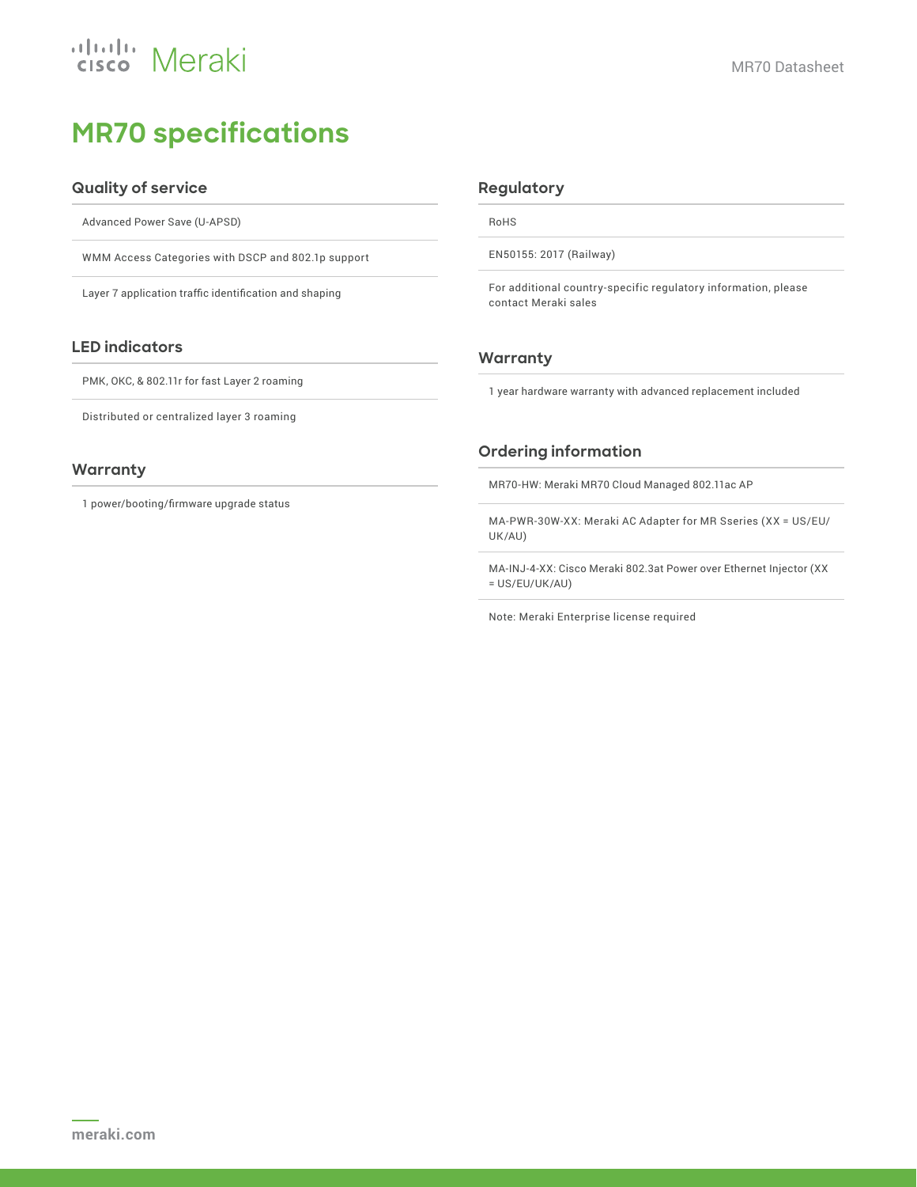# MR70 specifications

## Quality of service

Advanced Power Save (U-APSD)

WMM Access Categories with DSCP and 802.1p support

Layer 7 application traffic identification and shaping

## LED indicators

PMK, OKC, & 802.11r for fast Layer 2 roaming

Distributed or centralized layer 3 roaming

## Warranty

1 power/booting/firmware upgrade status

## Regulatory

RoHS

EN50155: 2017 (Railway)

For additional country-specific regulatory information, please contact Meraki sales

## Warranty

1 year hardware warranty with advanced replacement included

## Ordering information

MR70-HW: Meraki MR70 Cloud Managed 802.11ac AP

MA-PWR-30W-XX: Meraki AC Adapter for MR Sseries (XX = US/EU/UK/AU)

MA-INJ-4-XX: Cisco Meraki 802.3at Power over Ethernet Injector (XX = US/EU/UK/AU)

Note: Meraki Enterprise license required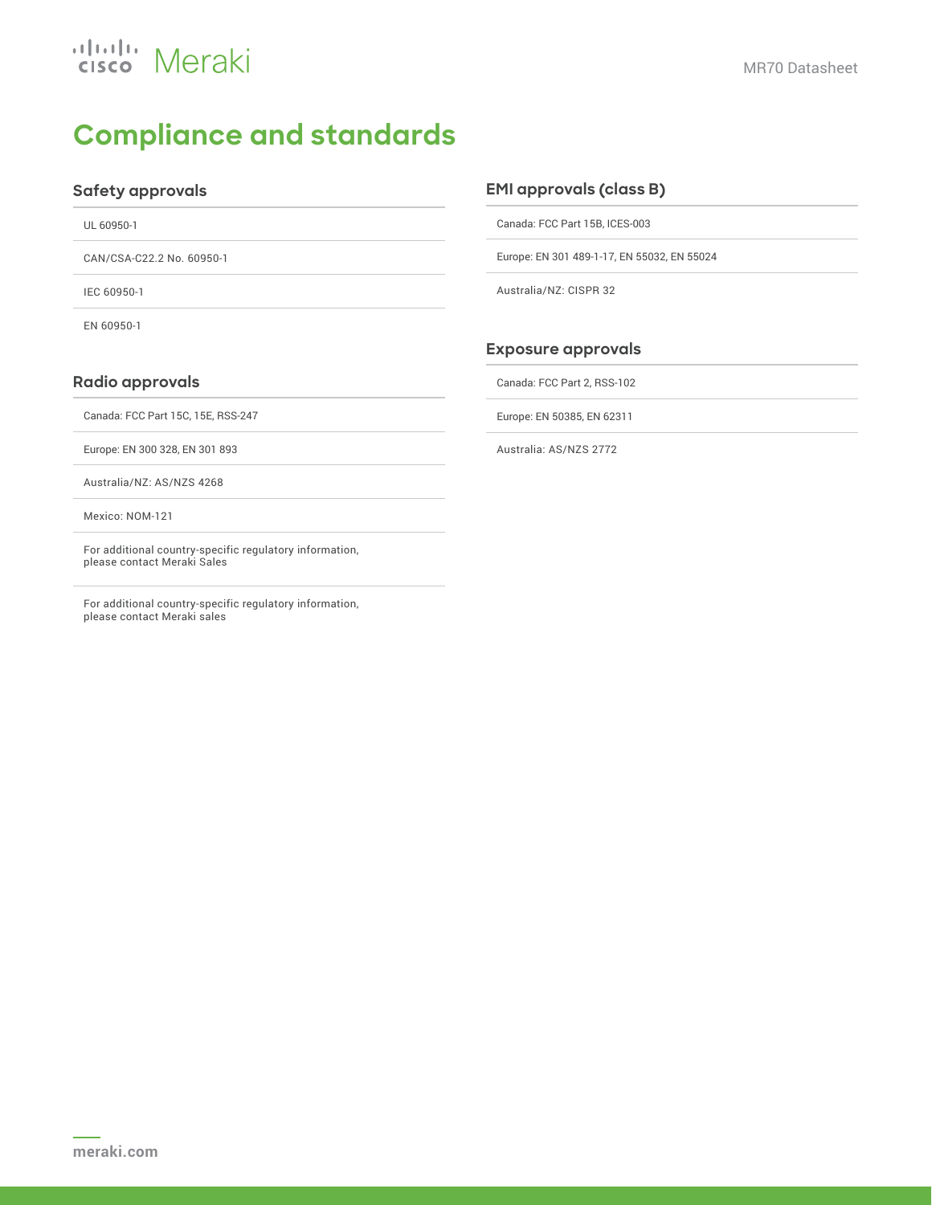# Compliance and standards

## Safety approvals

- UL 60950-1
- CAN/CSA-C22.2 No. 60950-1
- IEC 60950-1
- EN 60950-1

## Radio approvals

- Canada: FCC Part 15C, 15E, RSS-247
- Europe: EN 300 328, EN 301 893
- Australia/NZ: AS/NZS 4268
- Mexico: NOM-121
- For additional country-specific regulatory information, please contact Meraki Sales

For additional country-specific regulatory information, please contact Meraki sales

## EMI approvals (class B)

- Canada: FCC Part 15B, ICES-003
- Europe: EN 301 489-1-17, EN 55032, EN 55024
- Australia/NZ: CISPR 32

## Exposure approvals

- Canada: FCC Part 2, RSS-102
- Europe: EN 50385, EN 62311
- Australia: AS/NZS 2772